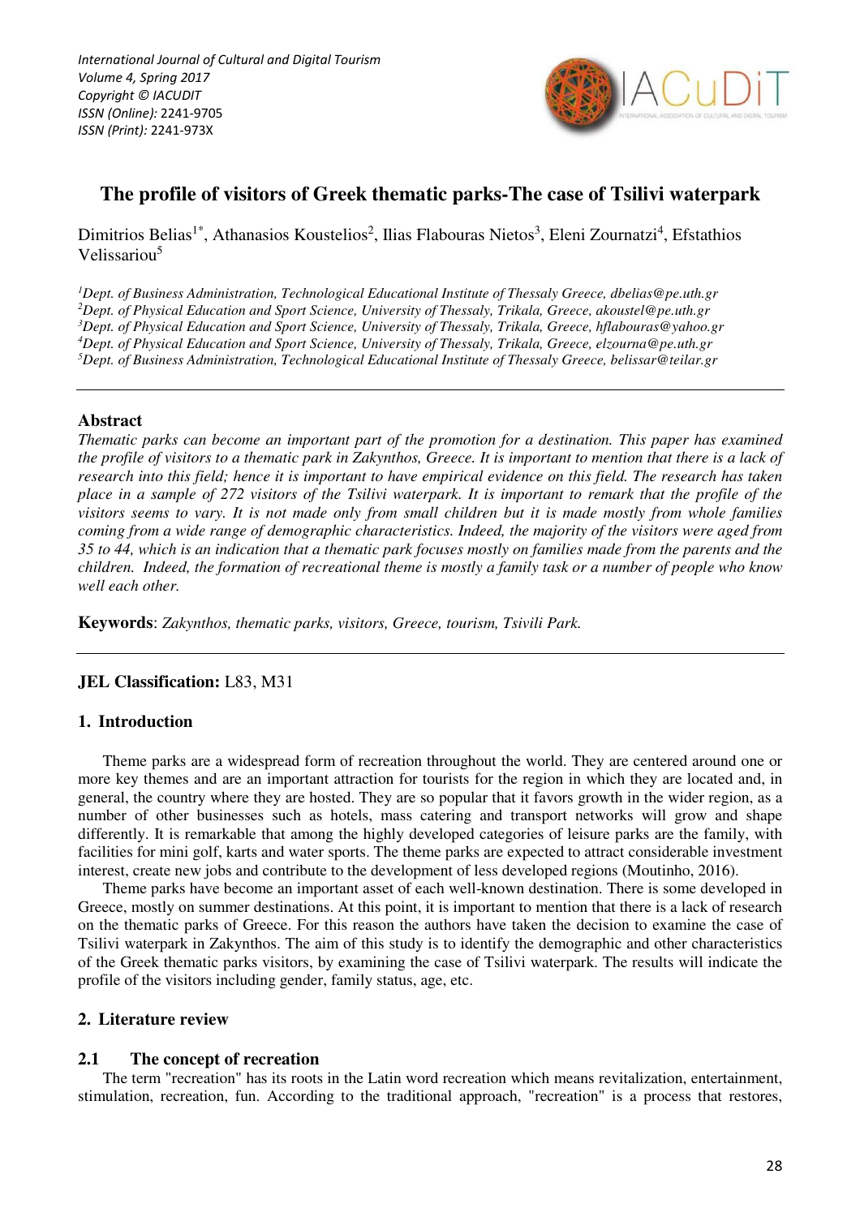# The profile of visitors of Greek thematic parks-The case of Tsilivi waterpark

Dimitrios Belias[1*], Athanasios Koustelios[2], Ilias Flabouras Nietos[3], Eleni Zournatzi[4], Efstathios Velissariou[5]

*[1]Dept. of Business Administration, Technological Educational Institute of Thessaly Greece, dbelias@pe.uth.gr*
*[2]Dept. of Physical Education and Sport Science, University of Thessaly, Trikala, Greece, akoustel@pe.uth.gr*
*[3]Dept. of Physical Education and Sport Science, University of Thessaly, Trikala, Greece, hflabouras@yahoo.gr*
*[4]Dept. of Physical Education and Sport Science, University of Thessaly, Trikala, Greece, elzourna@pe.uth.gr*
*[5]Dept. of Business Administration, Technological Educational Institute of Thessaly Greece, belissar@teilar.gr*

---

## Abstract

*Thematic parks can become an important part of the promotion for a destination. This paper has examined the profile of visitors to a thematic park in Zakynthos, Greece. It is important to mention that there is a lack of research into this field; hence it is important to have empirical evidence on this field. The research has taken place in a sample of 272 visitors of the Tsilivi waterpark. It is important to remark that the profile of the visitors seems to vary. It is not made only from small children but it is made mostly from whole families coming from a wide range of demographic characteristics. Indeed, the majority of the visitors were aged from 35 to 44, which is an indication that a thematic park focuses mostly on families made from the parents and the children. Indeed, the formation of recreational theme is mostly a family task or a number of people who know well each other.*

**Keywords**: *Zakynthos, thematic parks, visitors, Greece, tourism, Tsivili Park.*

---

**JEL Classification:** L83, M31

## 1. Introduction

Theme parks are a widespread form of recreation throughout the world. They are centered around one or more key themes and are an important attraction for tourists for the region in which they are located and, in general, the country where they are hosted. They are so popular that it favors growth in the wider region, as a number of other businesses such as hotels, mass catering and transport networks will grow and shape differently. It is remarkable that among the highly developed categories of leisure parks are the family, with facilities for mini golf, karts and water sports. The theme parks are expected to attract considerable investment interest, create new jobs and contribute to the development of less developed regions (Moutinho, 2016).

Theme parks have become an important asset of each well-known destination. There is some developed in Greece, mostly on summer destinations. At this point, it is important to mention that there is a lack of research on the thematic parks of Greece. For this reason the authors have taken the decision to examine the case of Tsilivi waterpark in Zakynthos. The aim of this study is to identify the demographic and other characteristics of the Greek thematic parks visitors, by examining the case of Tsilivi waterpark. The results will indicate the profile of the visitors including gender, family status, age, etc.

## 2. Literature review

### 2.1 The concept of recreation

The term "recreation" has its roots in the Latin word recreation which means revitalization, entertainment, stimulation, recreation, fun. According to the traditional approach, "recreation" is a process that restores,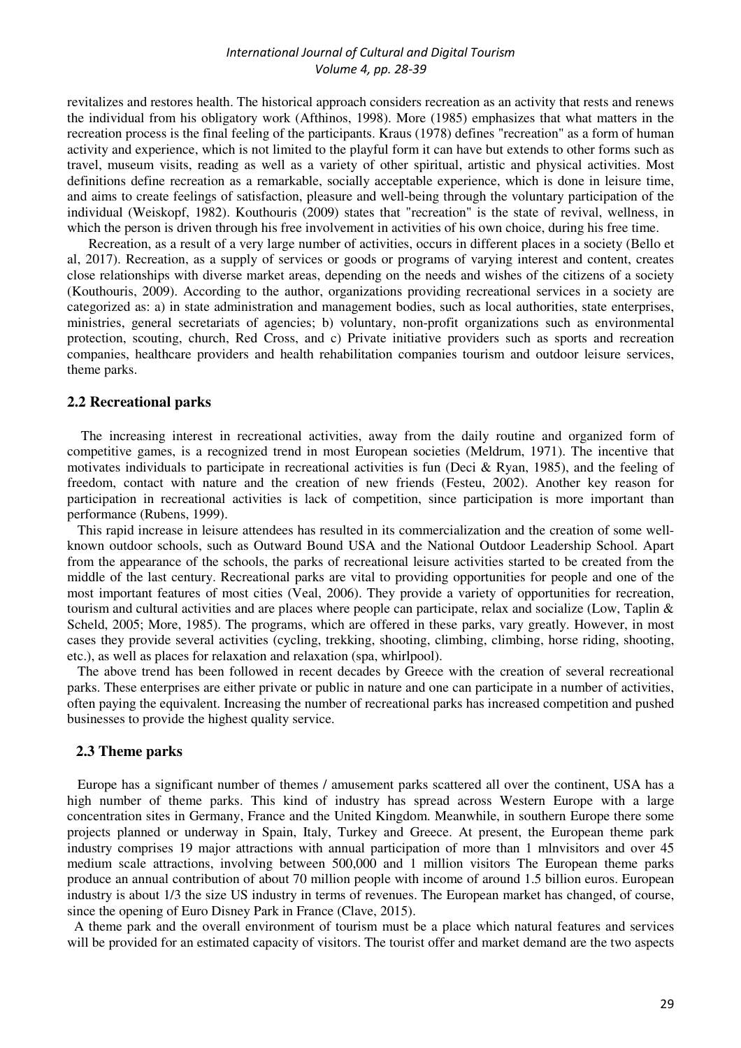revitalizes and restores health. The historical approach considers recreation as an activity that rests and renews the individual from his obligatory work (Afthinos, 1998). More (1985) emphasizes that what matters in the recreation process is the final feeling of the participants. Kraus (1978) defines "recreation" as a form of human activity and experience, which is not limited to the playful form it can have but extends to other forms such as travel, museum visits, reading as well as a variety of other spiritual, artistic and physical activities. Most definitions define recreation as a remarkable, socially acceptable experience, which is done in leisure time, and aims to create feelings of satisfaction, pleasure and well-being through the voluntary participation of the individual (Weiskopf, 1982). Kouthouris (2009) states that "recreation" is the state of revival, wellness, in which the person is driven through his free involvement in activities of his own choice, during his free time.

Recreation, as a result of a very large number of activities, occurs in different places in a society (Bello et al, 2017). Recreation, as a supply of services or goods or programs of varying interest and content, creates close relationships with diverse market areas, depending on the needs and wishes of the citizens of a society (Kouthouris, 2009). According to the author, organizations providing recreational services in a society are categorized as: a) in state administration and management bodies, such as local authorities, state enterprises, ministries, general secretariats of agencies; b) voluntary, non-profit organizations such as environmental protection, scouting, church, Red Cross, and c) Private initiative providers such as sports and recreation companies, healthcare providers and health rehabilitation companies tourism and outdoor leisure services, theme parks.

## 2.2 Recreational parks

The increasing interest in recreational activities, away from the daily routine and organized form of competitive games, is a recognized trend in most European societies (Meldrum, 1971). The incentive that motivates individuals to participate in recreational activities is fun (Deci & Ryan, 1985), and the feeling of freedom, contact with nature and the creation of new friends (Festeu, 2002). Another key reason for participation in recreational activities is lack of competition, since participation is more important than performance (Rubens, 1999).

This rapid increase in leisure attendees has resulted in its commercialization and the creation of some well-known outdoor schools, such as Outward Bound USA and the National Outdoor Leadership School. Apart from the appearance of the schools, the parks of recreational leisure activities started to be created from the middle of the last century. Recreational parks are vital to providing opportunities for people and one of the most important features of most cities (Veal, 2006). They provide a variety of opportunities for recreation, tourism and cultural activities and are places where people can participate, relax and socialize (Low, Taplin & Scheld, 2005; More, 1985). The programs, which are offered in these parks, vary greatly. However, in most cases they provide several activities (cycling, trekking, shooting, climbing, climbing, horse riding, shooting, etc.), as well as places for relaxation and relaxation (spa, whirlpool).

The above trend has been followed in recent decades by Greece with the creation of several recreational parks. These enterprises are either private or public in nature and one can participate in a number of activities, often paying the equivalent. Increasing the number of recreational parks has increased competition and pushed businesses to provide the highest quality service.

## 2.3 Theme parks

Europe has a significant number of themes / amusement parks scattered all over the continent, USA has a high number of theme parks. This kind of industry has spread across Western Europe with a large concentration sites in Germany, France and the United Kingdom. Meanwhile, in southern Europe there some projects planned or underway in Spain, Italy, Turkey and Greece. At present, the European theme park industry comprises 19 major attractions with annual participation of more than 1 mlnvisitors and over 45 medium scale attractions, involving between 500,000 and 1 million visitors The European theme parks produce an annual contribution of about 70 million people with income of around 1.5 billion euros. European industry is about 1/3 the size US industry in terms of revenues. The European market has changed, of course, since the opening of Euro Disney Park in France (Clave, 2015).

A theme park and the overall environment of tourism must be a place which natural features and services will be provided for an estimated capacity of visitors. The tourist offer and market demand are the two aspects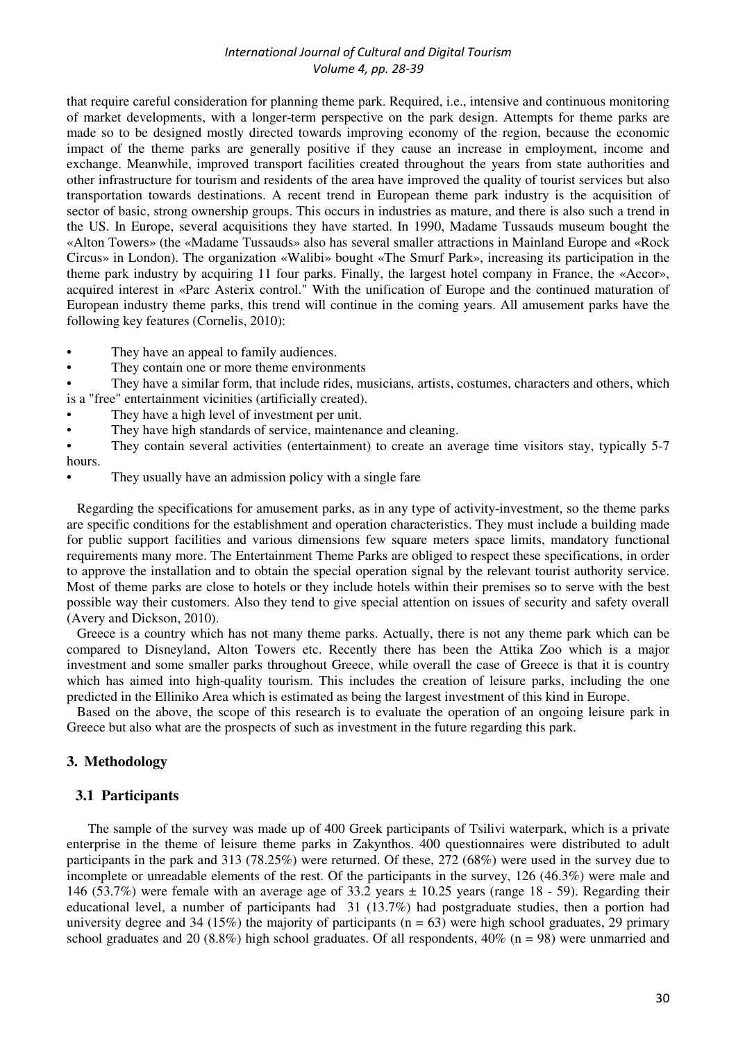that require careful consideration for planning theme park. Required, i.e., intensive and continuous monitoring of market developments, with a longer-term perspective on the park design. Attempts for theme parks are made so to be designed mostly directed towards improving economy of the region, because the economic impact of the theme parks are generally positive if they cause an increase in employment, income and exchange. Meanwhile, improved transport facilities created throughout the years from state authorities and other infrastructure for tourism and residents of the area have improved the quality of tourist services but also transportation towards destinations. A recent trend in European theme park industry is the acquisition of sector of basic, strong ownership groups. This occurs in industries as mature, and there is also such a trend in the US. In Europe, several acquisitions they have started. In 1990, Madame Tussauds museum bought the «Alton Towers» (the «Madame Tussauds» also has several smaller attractions in Mainland Europe and «Rock Circus» in London). The organization «Walibi» bought «The Smurf Park», increasing its participation in the theme park industry by acquiring 11 four parks. Finally, the largest hotel company in France, the «Accor», acquired interest in «Parc Asterix control." With the unification of Europe and the continued maturation of European industry theme parks, this trend will continue in the coming years. All amusement parks have the following key features (Cornelis, 2010):

- They have an appeal to family audiences.
- They contain one or more theme environments
- They have a similar form, that include rides, musicians, artists, costumes, characters and others, which is a "free" entertainment vicinities (artificially created).
- They have a high level of investment per unit.
- They have high standards of service, maintenance and cleaning.
- They contain several activities (entertainment) to create an average time visitors stay, typically 5-7 hours.
- They usually have an admission policy with a single fare

Regarding the specifications for amusement parks, as in any type of activity-investment, so the theme parks are specific conditions for the establishment and operation characteristics. They must include a building made for public support facilities and various dimensions few square meters space limits, mandatory functional requirements many more. The Entertainment Theme Parks are obliged to respect these specifications, in order to approve the installation and to obtain the special operation signal by the relevant tourist authority service. Most of theme parks are close to hotels or they include hotels within their premises so to serve with the best possible way their customers. Also they tend to give special attention on issues of security and safety overall (Avery and Dickson, 2010).

Greece is a country which has not many theme parks. Actually, there is not any theme park which can be compared to Disneyland, Alton Towers etc. Recently there has been the Attika Zoo which is a major investment and some smaller parks throughout Greece, while overall the case of Greece is that it is country which has aimed into high-quality tourism. This includes the creation of leisure parks, including the one predicted in the Elliniko Area which is estimated as being the largest investment of this kind in Europe.

Based on the above, the scope of this research is to evaluate the operation of an ongoing leisure park in Greece but also what are the prospects of such as investment in the future regarding this park.

## 3. Methodology

### 3.1 Participants

The sample of the survey was made up of 400 Greek participants of Tsilivi waterpark, which is a private enterprise in the theme of leisure theme parks in Zakynthos. 400 questionnaires were distributed to adult participants in the park and 313 (78.25%) were returned. Of these, 272 (68%) were used in the survey due to incomplete or unreadable elements of the rest. Of the participants in the survey, 126 (46.3%) were male and 146 (53.7%) were female with an average age of 33.2 years ± 10.25 years (range 18 - 59). Regarding their educational level, a number of participants had 31 (13.7%) had postgraduate studies, then a portion had university degree and 34 (15%) the majority of participants (n = 63) were high school graduates, 29 primary school graduates and 20 (8.8%) high school graduates. Of all respondents, 40% (n = 98) were unmarried and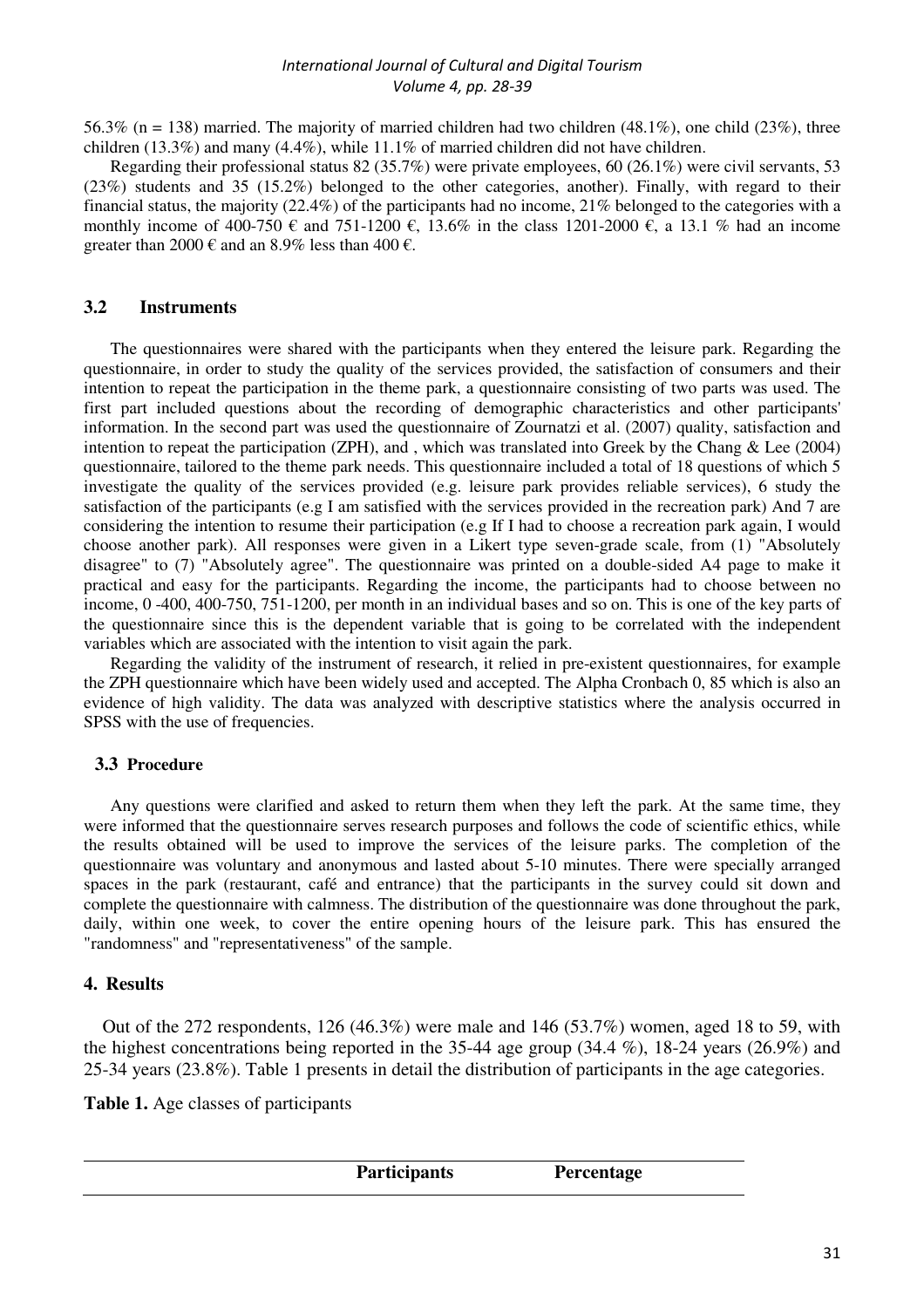56.3% (n = 138) married. The majority of married children had two children (48.1%), one child (23%), three children (13.3%) and many (4.4%), while 11.1% of married children did not have children.

Regarding their professional status 82 (35.7%) were private employees, 60 (26.1%) were civil servants, 53 (23%) students and 35 (15.2%) belonged to the other categories, another). Finally, with regard to their financial status, the majority (22.4%) of the participants had no income, 21% belonged to the categories with a monthly income of 400-750 € and 751-1200 €, 13.6% in the class 1201-2000 €, a 13.1 % had an income greater than 2000 € and an 8.9% less than 400 €.

### 3.2 Instruments

The questionnaires were shared with the participants when they entered the leisure park. Regarding the questionnaire, in order to study the quality of the services provided, the satisfaction of consumers and their intention to repeat the participation in the theme park, a questionnaire consisting of two parts was used. The first part included questions about the recording of demographic characteristics and other participants' information. In the second part was used the questionnaire of Zournatzi et al. (2007) quality, satisfaction and intention to repeat the participation (ZPH), and , which was translated into Greek by the Chang & Lee (2004) questionnaire, tailored to the theme park needs. This questionnaire included a total of 18 questions of which 5 investigate the quality of the services provided (e.g. leisure park provides reliable services), 6 study the satisfaction of the participants (e.g I am satisfied with the services provided in the recreation park) And 7 are considering the intention to resume their participation (e.g If I had to choose a recreation park again, I would choose another park). All responses were given in a Likert type seven-grade scale, from (1) "Absolutely disagree" to (7) "Absolutely agree". The questionnaire was printed on a double-sided A4 page to make it practical and easy for the participants. Regarding the income, the participants had to choose between no income, 0 -400, 400-750, 751-1200, per month in an individual bases and so on. This is one of the key parts of the questionnaire since this is the dependent variable that is going to be correlated with the independent variables which are associated with the intention to visit again the park.

Regarding the validity of the instrument of research, it relied in pre-existent questionnaires, for example the ZPH questionnaire which have been widely used and accepted. The Alpha Cronbach 0, 85 which is also an evidence of high validity. The data was analyzed with descriptive statistics where the analysis occurred in SPSS with the use of frequencies.

### 3.3 Procedure

Any questions were clarified and asked to return them when they left the park. At the same time, they were informed that the questionnaire serves research purposes and follows the code of scientific ethics, while the results obtained will be used to improve the services of the leisure parks. The completion of the questionnaire was voluntary and anonymous and lasted about 5-10 minutes. There were specially arranged spaces in the park (restaurant, café and entrance) that the participants in the survey could sit down and complete the questionnaire with calmness. The distribution of the questionnaire was done throughout the park, daily, within one week, to cover the entire opening hours of the leisure park. This has ensured the "randomness" and "representativeness" of the sample.

## 4. Results

Out of the 272 respondents, 126 (46.3%) were male and 146 (53.7%) women, aged 18 to 59, with the highest concentrations being reported in the 35-44 age group (34.4 %), 18-24 years (26.9%) and 25-34 years (23.8%). Table 1 presents in detail the distribution of participants in the age categories.

**Table 1.** Age classes of participants

| | Participants | Percentage |
|---|---|---|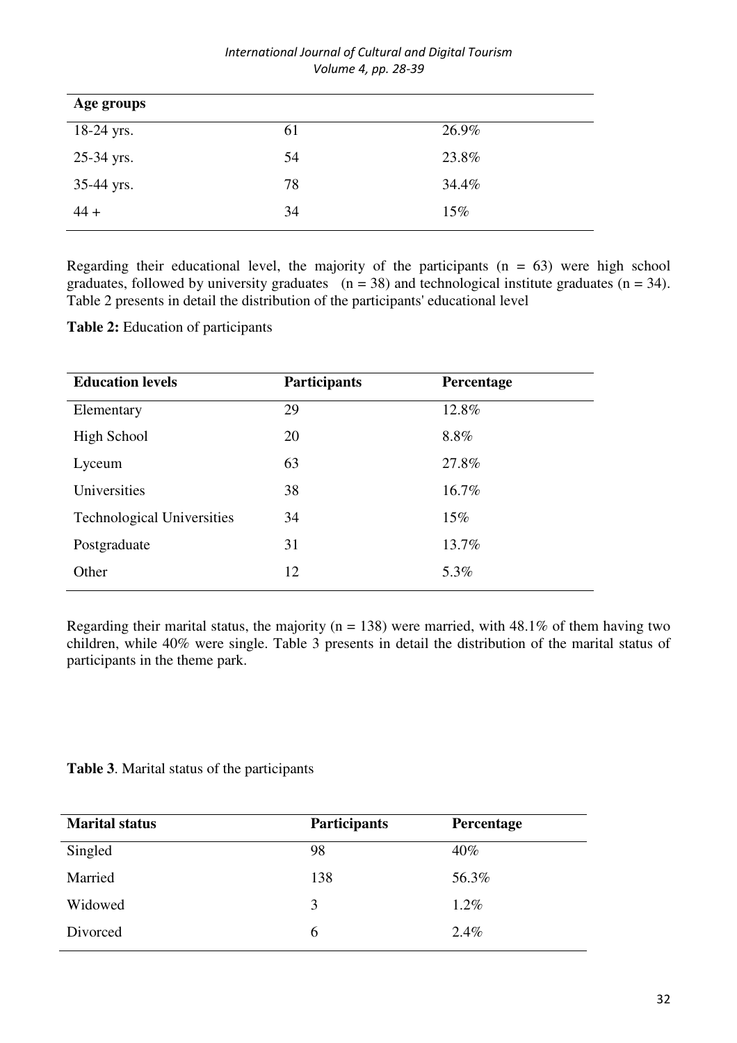| Age groups | | |
|---|---|---|
| 18-24 yrs. | 61 | 26.9% |
| 25-34 yrs. | 54 | 23.8% |
| 35-44 yrs. | 78 | 34.4% |
| 44 + | 34 | 15% |

Regarding their educational level, the majority of the participants (n = 63) were high school graduates, followed by university graduates (n = 38) and technological institute graduates (n = 34). Table 2 presents in detail the distribution of the participants' educational level

**Table 2:** Education of participants

| Education levels | Participants | Percentage |
|---|---|---|
| Elementary | 29 | 12.8% |
| High School | 20 | 8.8% |
| Lyceum | 63 | 27.8% |
| Universities | 38 | 16.7% |
| Technological Universities | 34 | 15% |
| Postgraduate | 31 | 13.7% |
| Other | 12 | 5.3% |

Regarding their marital status, the majority (n = 138) were married, with 48.1% of them having two children, while 40% were single. Table 3 presents in detail the distribution of the marital status of participants in the theme park.

**Table 3**. Marital status of the participants

| Marital status | Participants | Percentage |
|---|---|---|
| Singled | 98 | 40% |
| Married | 138 | 56.3% |
| Widowed | 3 | 1.2% |
| Divorced | 6 | 2.4% |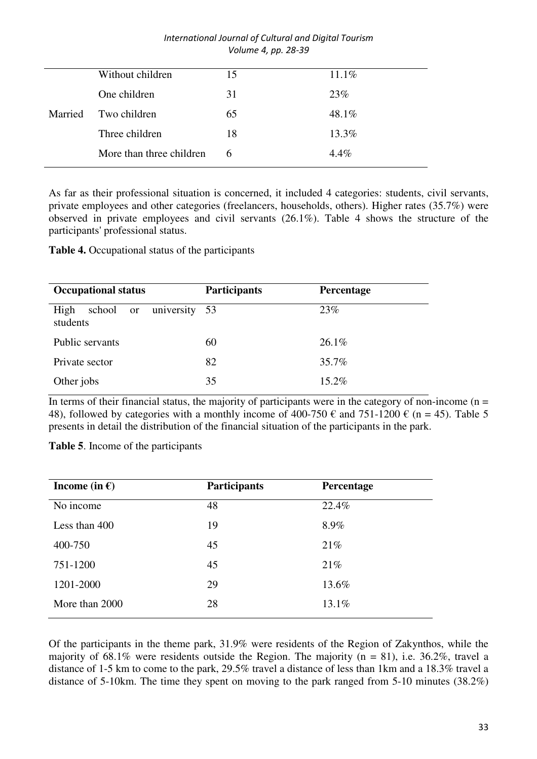| | | | |
|---|---|---|---|
| Married | Without children | 15 | 11.1% |
| | One children | 31 | 23% |
| | Two children | 65 | 48.1% |
| | Three children | 18 | 13.3% |
| | More than three children | 6 | 4.4% |

As far as their professional situation is concerned, it included 4 categories: students, civil servants, private employees and other categories (freelancers, households, others). Higher rates (35.7%) were observed in private employees and civil servants (26.1%). Table 4 shows the structure of the participants' professional status.

**Table 4.** Occupational status of the participants

| **Occupational status** | **Participants** | **Percentage** |
|---|---|---|
| High school or university students | 53 | 23% |
| Public servants | 60 | 26.1% |
| Private sector | 82 | 35.7% |
| Other jobs | 35 | 15.2% |

In terms of their financial status, the majority of participants were in the category of non-income (n = 48), followed by categories with a monthly income of 400-750 € and 751-1200 € (n = 45). Table 5 presents in detail the distribution of the financial situation of the participants in the park.

**Table 5**. Income of the participants

| **Income (in €)** | **Participants** | **Percentage** |
|---|---|---|
| No income | 48 | 22.4% |
| Less than 400 | 19 | 8.9% |
| 400-750 | 45 | 21% |
| 751-1200 | 45 | 21% |
| 1201-2000 | 29 | 13.6% |
| More than 2000 | 28 | 13.1% |

Of the participants in the theme park, 31.9% were residents of the Region of Zakynthos, while the majority of 68.1% were residents outside the Region. The majority (n = 81), i.e. 36.2%, travel a distance of 1-5 km to come to the park, 29.5% travel a distance of less than 1km and a 18.3% travel a distance of 5-10km. The time they spent on moving to the park ranged from 5-10 minutes (38.2%)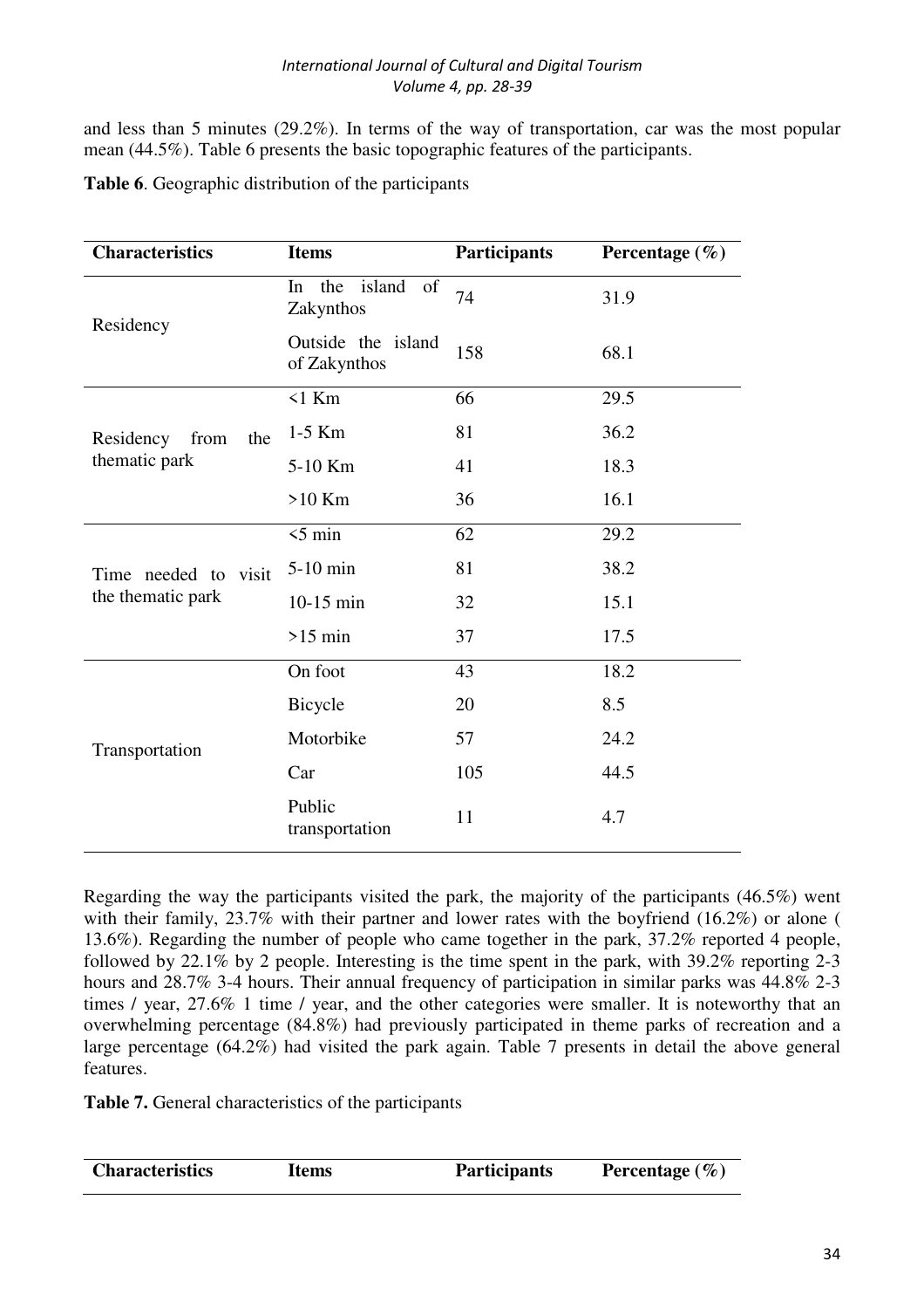and less than 5 minutes (29.2%). In terms of the way of transportation, car was the most popular mean (44.5%). Table 6 presents the basic topographic features of the participants.

**Table 6**. Geographic distribution of the participants

| **Characteristics** | **Items** | **Participants** | **Percentage (%)** |
|---|---|---|---|
| Residency | In the island of Zakynthos | 74 | 31.9 |
| | Outside the island of Zakynthos | 158 | 68.1 |
| Residency from the thematic park | <1 Km | 66 | 29.5 |
| | 1-5 Km | 81 | 36.2 |
| | 5-10 Km | 41 | 18.3 |
| | >10 Km | 36 | 16.1 |
| Time needed to visit the thematic park | <5 min | 62 | 29.2 |
| | 5-10 min | 81 | 38.2 |
| | 10-15 min | 32 | 15.1 |
| | >15 min | 37 | 17.5 |
| Transportation | On foot | 43 | 18.2 |
| | Bicycle | 20 | 8.5 |
| | Motorbike | 57 | 24.2 |
| | Car | 105 | 44.5 |
| | Public transportation | 11 | 4.7 |

Regarding the way the participants visited the park, the majority of the participants (46.5%) went with their family, 23.7% with their partner and lower rates with the boyfriend (16.2%) or alone ( 13.6%). Regarding the number of people who came together in the park, 37.2% reported 4 people, followed by 22.1% by 2 people. Interesting is the time spent in the park, with 39.2% reporting 2-3 hours and 28.7% 3-4 hours. Their annual frequency of participation in similar parks was 44.8% 2-3 times / year, 27.6% 1 time / year, and the other categories were smaller. It is noteworthy that an overwhelming percentage (84.8%) had previously participated in theme parks of recreation and a large percentage (64.2%) had visited the park again. Table 7 presents in detail the above general features.

**Table 7.** General characteristics of the participants

| **Characteristics** | **Items** | **Participants** | **Percentage (%)** |
|---|---|---|---|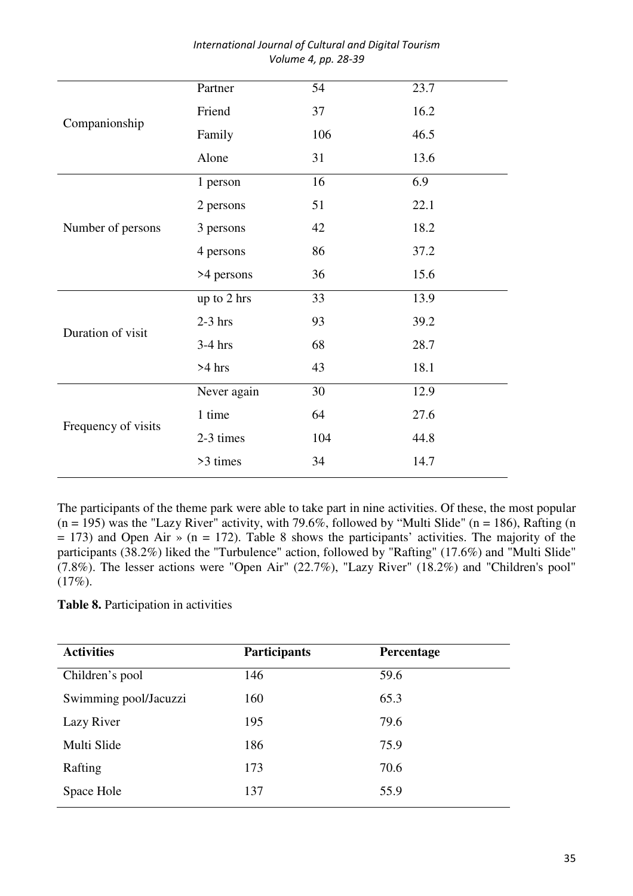| | | | |
|---|---|---|---|
| Companionship | Partner | 54 | 23.7 |
| | Friend | 37 | 16.2 |
| | Family | 106 | 46.5 |
| | Alone | 31 | 13.6 |
| Number of persons | 1 person | 16 | 6.9 |
| | 2 persons | 51 | 22.1 |
| | 3 persons | 42 | 18.2 |
| | 4 persons | 86 | 37.2 |
| | >4 persons | 36 | 15.6 |
| Duration of visit | up to 2 hrs | 33 | 13.9 |
| | 2-3 hrs | 93 | 39.2 |
| | 3-4 hrs | 68 | 28.7 |
| | >4 hrs | 43 | 18.1 |
| Frequency of visits | Never again | 30 | 12.9 |
| | 1 time | 64 | 27.6 |
| | 2-3 times | 104 | 44.8 |
| | >3 times | 34 | 14.7 |

The participants of the theme park were able to take part in nine activities. Of these, the most popular (n = 195) was the "Lazy River" activity, with 79.6%, followed by "Multi Slide" (n = 186), Rafting (n = 173) and Open Air » (n = 172). Table 8 shows the participants' activities. The majority of the participants (38.2%) liked the "Turbulence" action, followed by "Rafting" (17.6%) and "Multi Slide" (7.8%). The lesser actions were "Open Air" (22.7%), "Lazy River" (18.2%) and "Children's pool" (17%).

**Table 8.** Participation in activities

| **Activities** | **Participants** | **Percentage** |
|---|---|---|
| Children's pool | 146 | 59.6 |
| Swimming pool/Jacuzzi | 160 | 65.3 |
| Lazy River | 195 | 79.6 |
| Multi Slide | 186 | 75.9 |
| Rafting | 173 | 70.6 |
| Space Hole | 137 | 55.9 |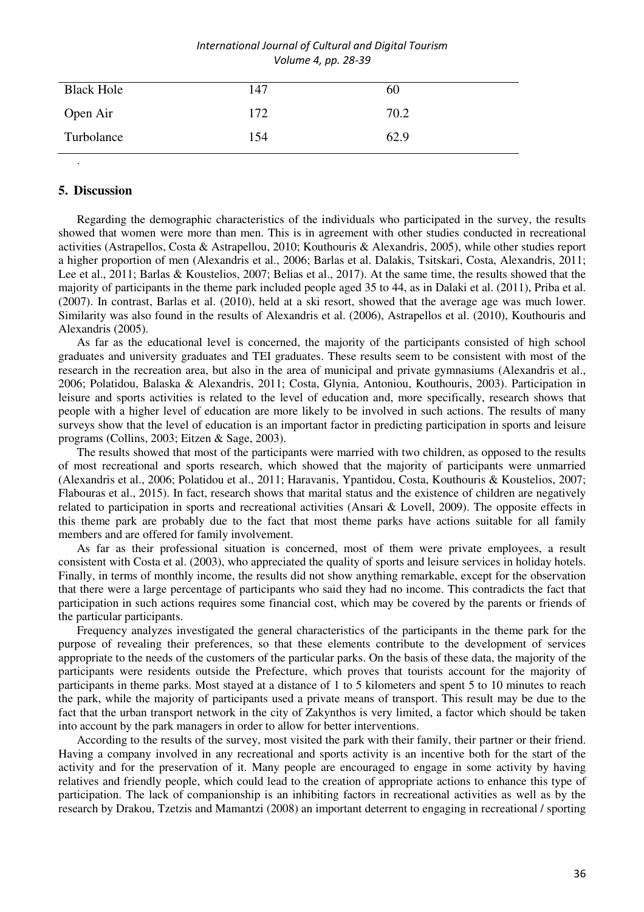| Black Hole | 147 | 60 |
| --- | --- | --- |
| Open Air | 172 | 70.2 |
| Turbolance | 154 | 62.9 |

.

## 5. Discussion

Regarding the demographic characteristics of the individuals who participated in the survey, the results showed that women were more than men. This is in agreement with other studies conducted in recreational activities (Astrapellos, Costa & Astrapellou, 2010; Kouthouris & Alexandris, 2005), while other studies report a higher proportion of men (Alexandris et al., 2006; Barlas et al. Dalakis, Tsitskari, Costa, Alexandris, 2011; Lee et al., 2011; Barlas & Koustelios, 2007; Belias et al., 2017). At the same time, the results showed that the majority of participants in the theme park included people aged 35 to 44, as in Dalaki et al. (2011), Priba et al. (2007). In contrast, Barlas et al. (2010), held at a ski resort, showed that the average age was much lower. Similarity was also found in the results of Alexandris et al. (2006), Astrapellos et al. (2010), Kouthouris and Alexandris (2005).

As far as the educational level is concerned, the majority of the participants consisted of high school graduates and university graduates and TEI graduates. These results seem to be consistent with most of the research in the recreation area, but also in the area of municipal and private gymnasiums (Alexandris et al., 2006; Polatidou, Balaska & Alexandris, 2011; Costa, Glynia, Antoniou, Kouthouris, 2003). Participation in leisure and sports activities is related to the level of education and, more specifically, research shows that people with a higher level of education are more likely to be involved in such actions. The results of many surveys show that the level of education is an important factor in predicting participation in sports and leisure programs (Collins, 2003; Eitzen & Sage, 2003).

The results showed that most of the participants were married with two children, as opposed to the results of most recreational and sports research, which showed that the majority of participants were unmarried (Alexandris et al., 2006; Polatidou et al., 2011; Haravanis, Ypantidou, Costa, Kouthouris & Koustelios, 2007; Flabouras et al., 2015). In fact, research shows that marital status and the existence of children are negatively related to participation in sports and recreational activities (Ansari & Lovell, 2009). The opposite effects in this theme park are probably due to the fact that most theme parks have actions suitable for all family members and are offered for family involvement.

As far as their professional situation is concerned, most of them were private employees, a result consistent with Costa et al. (2003), who appreciated the quality of sports and leisure services in holiday hotels. Finally, in terms of monthly income, the results did not show anything remarkable, except for the observation that there were a large percentage of participants who said they had no income. This contradicts the fact that participation in such actions requires some financial cost, which may be covered by the parents or friends of the particular participants.

Frequency analyzes investigated the general characteristics of the participants in the theme park for the purpose of revealing their preferences, so that these elements contribute to the development of services appropriate to the needs of the customers of the particular parks. On the basis of these data, the majority of the participants were residents outside the Prefecture, which proves that tourists account for the majority of participants in theme parks. Most stayed at a distance of 1 to 5 kilometers and spent 5 to 10 minutes to reach the park, while the majority of participants used a private means of transport. This result may be due to the fact that the urban transport network in the city of Zakynthos is very limited, a factor which should be taken into account by the park managers in order to allow for better interventions.

According to the results of the survey, most visited the park with their family, their partner or their friend. Having a company involved in any recreational and sports activity is an incentive both for the start of the activity and for the preservation of it. Many people are encouraged to engage in some activity by having relatives and friendly people, which could lead to the creation of appropriate actions to enhance this type of participation. The lack of companionship is an inhibiting factors in recreational activities as well as by the research by Drakou, Tzetzis and Mamantzi (2008) an important deterrent to engaging in recreational / sporting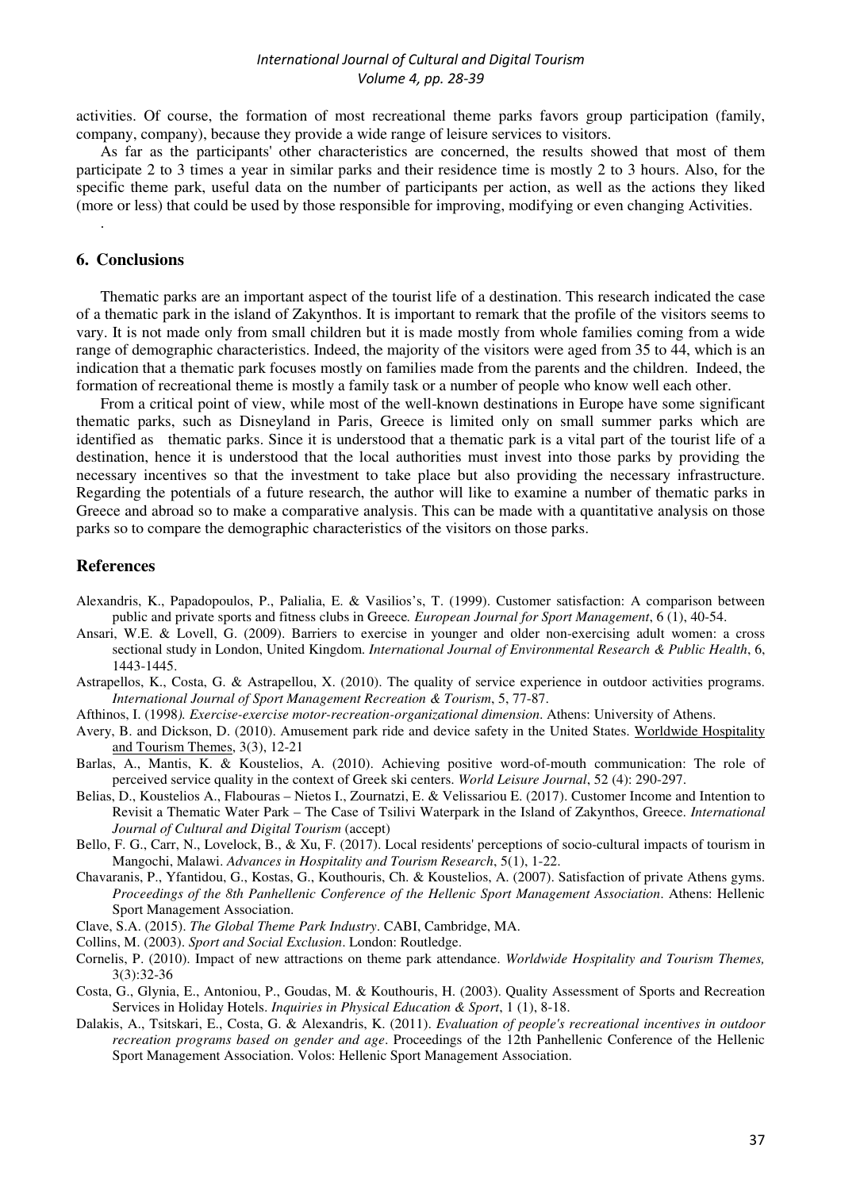activities. Of course, the formation of most recreational theme parks favors group participation (family, company, company), because they provide a wide range of leisure services to visitors.

As far as the participants' other characteristics are concerned, the results showed that most of them participate 2 to 3 times a year in similar parks and their residence time is mostly 2 to 3 hours. Also, for the specific theme park, useful data on the number of participants per action, as well as the actions they liked (more or less) that could be used by those responsible for improving, modifying or even changing Activities.

.

## 6. Conclusions

Thematic parks are an important aspect of the tourist life of a destination. This research indicated the case of a thematic park in the island of Zakynthos. It is important to remark that the profile of the visitors seems to vary. It is not made only from small children but it is made mostly from whole families coming from a wide range of demographic characteristics. Indeed, the majority of the visitors were aged from 35 to 44, which is an indication that a thematic park focuses mostly on families made from the parents and the children. Indeed, the formation of recreational theme is mostly a family task or a number of people who know well each other.

From a critical point of view, while most of the well-known destinations in Europe have some significant thematic parks, such as Disneyland in Paris, Greece is limited only on small summer parks which are identified as thematic parks. Since it is understood that a thematic park is a vital part of the tourist life of a destination, hence it is understood that the local authorities must invest into those parks by providing the necessary incentives so that the investment to take place but also providing the necessary infrastructure. Regarding the potentials of a future research, the author will like to examine a number of thematic parks in Greece and abroad so to make a comparative analysis. This can be made with a quantitative analysis on those parks so to compare the demographic characteristics of the visitors on those parks.

## References

Alexandris, K., Papadopoulos, P., Palialia, E. & Vasilios's, T. (1999). Customer satisfaction: A comparison between public and private sports and fitness clubs in Greece. *European Journal for Sport Management*, 6 (1), 40-54.

Ansari, W.E. & Lovell, G. (2009). Barriers to exercise in younger and older non-exercising adult women: a cross sectional study in London, United Kingdom. *International Journal of Environmental Research & Public Health*, 6, 1443-1445.

Astrapellos, K., Costa, G. & Astrapellou, X. (2010). The quality of service experience in outdoor activities programs. *International Journal of Sport Management Recreation & Tourism*, 5, 77-87.

Afthinos, I. (1998). *Exercise-exercise motor-recreation-organizational dimension*. Athens: University of Athens.

Avery, B. and Dickson, D. (2010). Amusement park ride and device safety in the United States. Worldwide Hospitality and Tourism Themes, 3(3), 12-21

Barlas, A., Mantis, K. & Koustelios, A. (2010). Achieving positive word-of-mouth communication: The role of perceived service quality in the context of Greek ski centers. *World Leisure Journal*, 52 (4): 290-297.

Belias, D., Koustelios A., Flabouras – Nietos I., Zournatzi, E. & Velissariou E. (2017). Customer Income and Intention to Revisit a Thematic Water Park – The Case of Tsilivi Waterpark in the Island of Zakynthos, Greece. *International Journal of Cultural and Digital Tourism* (accept)

Bello, F. G., Carr, N., Lovelock, B., & Xu, F. (2017). Local residents' perceptions of socio-cultural impacts of tourism in Mangochi, Malawi. *Advances in Hospitality and Tourism Research*, 5(1), 1-22.

Chavaranis, P., Yfantidou, G., Kostas, G., Kouthouris, Ch. & Koustelios, A. (2007). Satisfaction of private Athens gyms. *Proceedings of the 8th Panhellenic Conference of the Hellenic Sport Management Association*. Athens: Hellenic Sport Management Association.

Clave, S.A. (2015). *The Global Theme Park Industry*. CABI, Cambridge, MA.

Collins, M. (2003). *Sport and Social Exclusion*. London: Routledge.

Cornelis, P. (2010). Impact of new attractions on theme park attendance. *Worldwide Hospitality and Tourism Themes,* 3(3):32-36

Costa, G., Glynia, E., Antoniou, P., Goudas, M. & Kouthouris, H. (2003). Quality Assessment of Sports and Recreation Services in Holiday Hotels. *Inquiries in Physical Education & Sport*, 1 (1), 8-18.

Dalakis, A., Tsitskari, E., Costa, G. & Alexandris, K. (2011). *Evaluation of people's recreational incentives in outdoor recreation programs based on gender and age*. Proceedings of the 12th Panhellenic Conference of the Hellenic Sport Management Association. Volos: Hellenic Sport Management Association.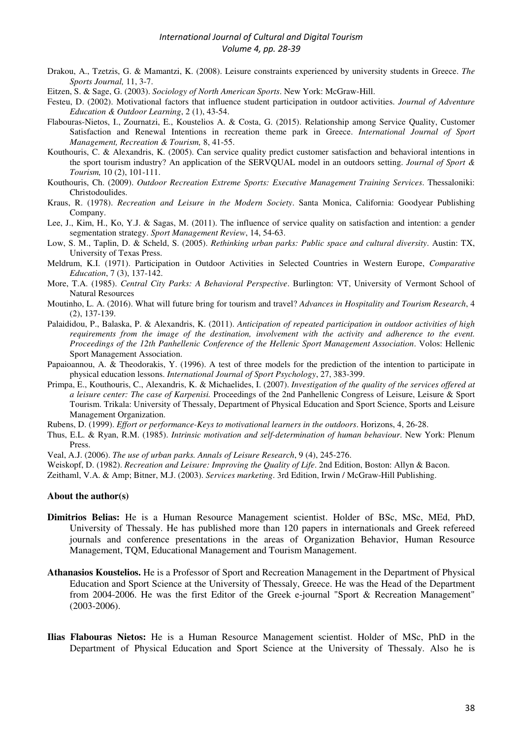Drakou, A., Tzetzis, G. & Mamantzi, K. (2008). Leisure constraints experienced by university students in Greece. *The Sports Journal,* 11, 3-7.

Eitzen, S. & Sage, G. (2003). *Sociology of North American Sports*. New York: McGraw-Hill.

Festeu, D. (2002). Motivational factors that influence student participation in outdoor activities. *Journal of Adventure Education & Outdoor Learning*, 2 (1), 43-54.

Flabouras-Nietos, I., Zournatzi, E., Koustelios A. & Costa, G. (2015). Relationship among Service Quality, Customer Satisfaction and Renewal Intentions in recreation theme park in Greece. *International Journal of Sport Management, Recreation & Tourism,* 8, 41-55.

Kouthouris, C. & Alexandris, K. (2005). Can service quality predict customer satisfaction and behavioral intentions in the sport tourism industry? An application of the SERVQUAL model in an outdoors setting. *Journal of Sport & Tourism,* 10 (2), 101-111.

Kouthouris, Ch. (2009). *Outdoor Recreation Extreme Sports: Executive Management Training Services*. Thessaloniki: Christodoulides.

Kraus, R. (1978). *Recreation and Leisure in the Modern Society*. Santa Monica, California: Goodyear Publishing Company.

Lee, J., Kim, H., Ko, Y.J. & Sagas, M. (2011). The influence of service quality on satisfaction and intention: a gender segmentation strategy. *Sport Management Review*, 14, 54-63.

Low, S. M., Taplin, D. & Scheld, S. (2005). *Rethinking urban parks: Public space and cultural diversity*. Austin: TX, University of Texas Press.

Meldrum, K.I. (1971). Participation in Outdoor Activities in Selected Countries in Western Europe, *Comparative Education*, 7 (3), 137-142.

More, T.A. (1985). *Central City Parks: A Behavioral Perspective*. Burlington: VT, University of Vermont School of Natural Resources

Moutinho, L. A. (2016). What will future bring for tourism and travel? *Advances in Hospitality and Tourism Research*, 4 (2), 137-139.

Palaididou, P., Balaska, P. & Alexandris, K. (2011). *Anticipation of repeated participation in outdoor activities of high requirements from the image of the destination, involvement with the activity and adherence to the event. Proceedings of the 12th Panhellenic Conference of the Hellenic Sport Management Association*. Volos: Hellenic Sport Management Association.

Papaioannou, A. & Theodorakis, Y. (1996). A test of three models for the prediction of the intention to participate in physical education lessons. *International Journal of Sport Psychology*, 27, 383-399.

Primpa, E., Kouthouris, C., Alexandris, K. & Michaelides, I. (2007). *Investigation of the quality of the services offered at a leisure center: The case of Karpenisi.* Proceedings of the 2nd Panhellenic Congress of Leisure, Leisure & Sport Tourism. Trikala: University of Thessaly, Department of Physical Education and Sport Science, Sports and Leisure Management Organization.

Rubens, D. (1999). *Effort or performance-Keys to motivational learners in the outdoors*. Horizons, 4, 26-28.

Thus, E.L. & Ryan, R.M. (1985). *Intrinsic motivation and self-determination of human behaviour*. New York: Plenum Press.

Veal, A.J. (2006). *The use of urban parks. Annals of Leisure Research*, 9 (4), 245-276.

Weiskopf, D. (1982). *Recreation and Leisure: Improving the Quality of Life*. 2nd Edition, Boston: Allyn & Bacon.

Zeithaml, V.A. & Amp; Bitner, M.J. (2003). *Services marketing*. 3rd Edition, Irwin / McGraw-Hill Publishing.

### About the author(s)

**Dimitrios Belias:** He is a Human Resource Management scientist. Holder of BSc, MSc, MEd, PhD, University of Thessaly. He has published more than 120 papers in internationals and Greek refereed journals and conference presentations in the areas of Organization Behavior, Human Resource Management, TQM, Educational Management and Tourism Management.

**Athanasios Koustelios.** He is a Professor of Sport and Recreation Management in the Department of Physical Education and Sport Science at the University of Thessaly, Greece. He was the Head of the Department from 2004-2006. He was the first Editor of the Greek e-journal "Sport & Recreation Management" (2003-2006).

**Ilias Flabouras Nietos:** He is a Human Resource Management scientist. Holder of MSc, PhD in the Department of Physical Education and Sport Science at the University of Thessaly. Also he is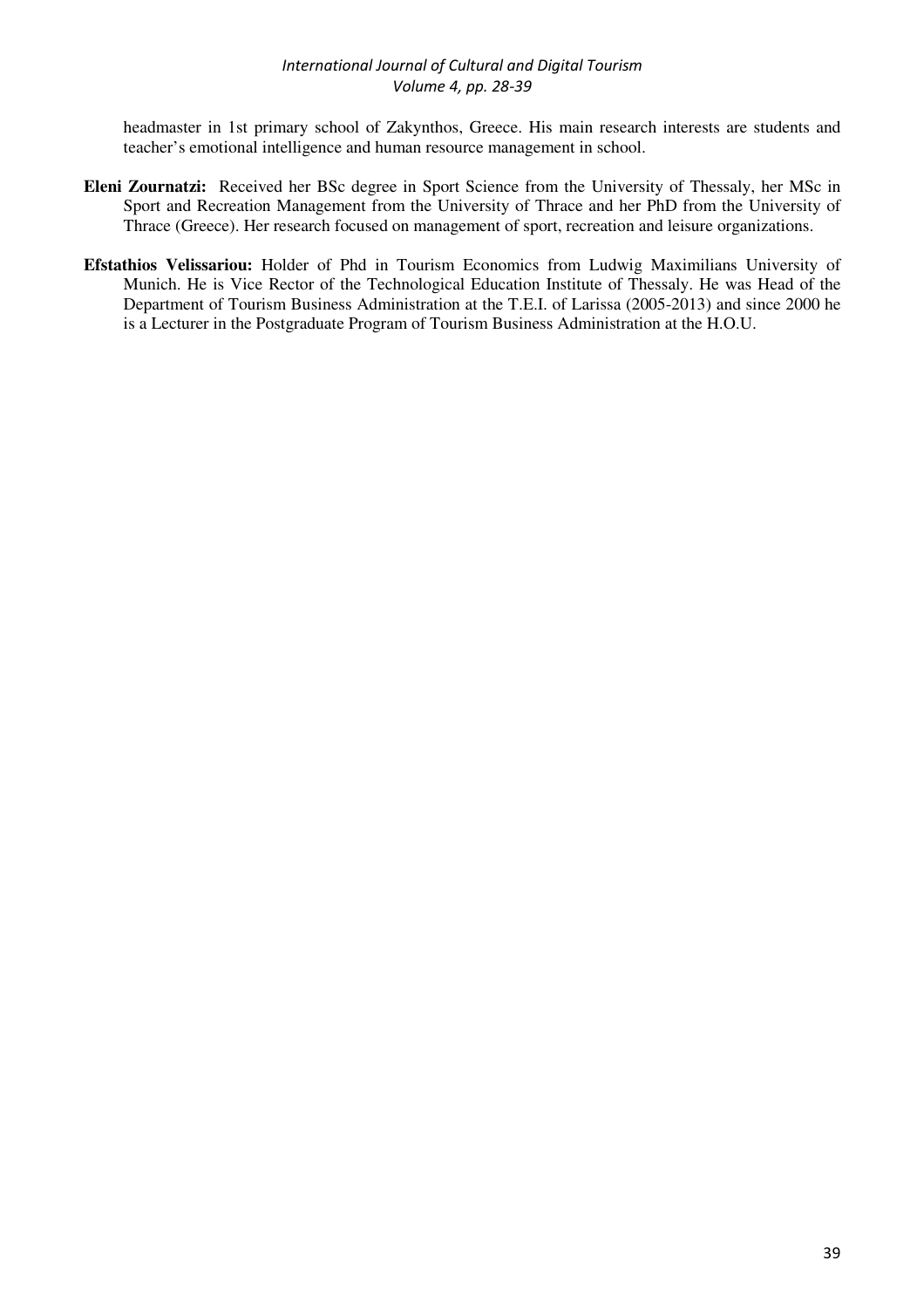headmaster in 1st primary school of Zakynthos, Greece. His main research interests are students and teacher's emotional intelligence and human resource management in school.

**Eleni Zournatzi:** Received her BSc degree in Sport Science from the University of Thessaly, her MSc in Sport and Recreation Management from the University of Thrace and her PhD from the University of Thrace (Greece). Her research focused on management of sport, recreation and leisure organizations.

**Efstathios Velissariou:** Holder of Phd in Tourism Economics from Ludwig Maximilians University of Munich. He is Vice Rector of the Technological Education Institute of Thessaly. He was Head of the Department of Tourism Business Administration at the T.E.I. of Larissa (2005-2013) and since 2000 he is a Lecturer in the Postgraduate Program of Tourism Business Administration at the H.O.U.